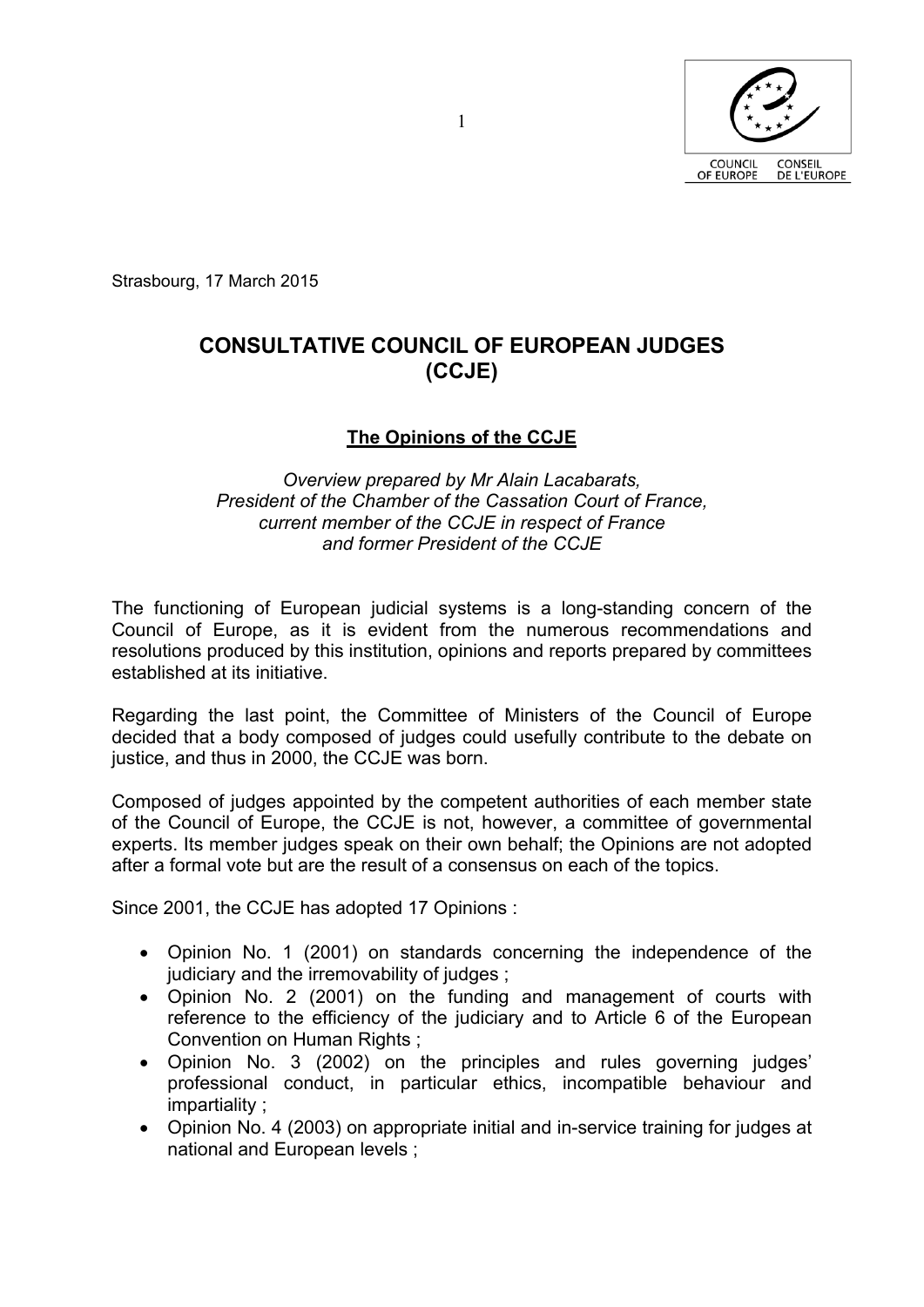Strasbourg, 17 March 2015

# CONSULTATIVE COUNCIL OF EUROPEAN JUDGES (CCJE)

## The Opinions of the CCJE

*Overview prepared by Mr Alain Lacabarats,*
*President of the Chamber of the Cassation Court of France,*
*current member of the CCJE in respect of France*
*and former President of the CCJE*

The functioning of European judicial systems is a long-standing concern of the Council of Europe, as it is evident from the numerous recommendations and resolutions produced by this institution, opinions and reports prepared by committees established at its initiative.

Regarding the last point, the Committee of Ministers of the Council of Europe decided that a body composed of judges could usefully contribute to the debate on justice, and thus in 2000, the CCJE was born.

Composed of judges appointed by the competent authorities of each member state of the Council of Europe, the CCJE is not, however, a committee of governmental experts. Its member judges speak on their own behalf; the Opinions are not adopted after a formal vote but are the result of a consensus on each of the topics.

Since 2001, the CCJE has adopted 17 Opinions :

- Opinion No. 1 (2001) on standards concerning the independence of the judiciary and the irremovability of judges ;
- Opinion No. 2 (2001) on the funding and management of courts with reference to the efficiency of the judiciary and to Article 6 of the European Convention on Human Rights ;
- Opinion No. 3 (2002) on the principles and rules governing judges' professional conduct, in particular ethics, incompatible behaviour and impartiality ;
- Opinion No. 4 (2003) on appropriate initial and in-service training for judges at national and European levels ;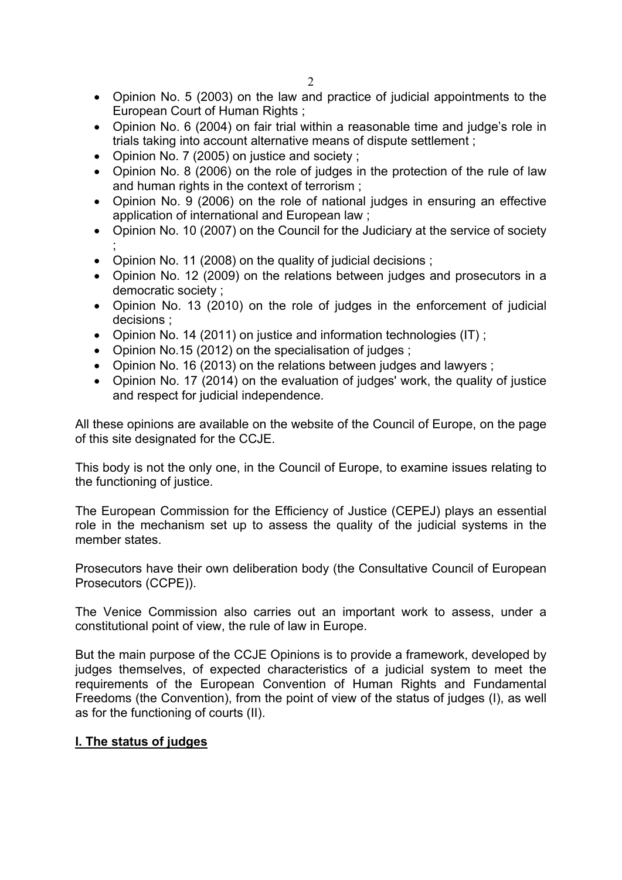- Opinion No. 5 (2003) on the law and practice of judicial appointments to the European Court of Human Rights ;
- Opinion No. 6 (2004) on fair trial within a reasonable time and judge's role in trials taking into account alternative means of dispute settlement ;
- Opinion No. 7 (2005) on justice and society ;
- Opinion No. 8 (2006) on the role of judges in the protection of the rule of law and human rights in the context of terrorism ;
- Opinion No. 9 (2006) on the role of national judges in ensuring an effective application of international and European law ;
- Opinion No. 10 (2007) on the Council for the Judiciary at the service of society ;
- Opinion No. 11 (2008) on the quality of judicial decisions ;
- Opinion No. 12 (2009) on the relations between judges and prosecutors in a democratic society ;
- Opinion No. 13 (2010) on the role of judges in the enforcement of judicial decisions ;
- Opinion No. 14 (2011) on justice and information technologies (IT) ;
- Opinion No.15 (2012) on the specialisation of judges ;
- Opinion No. 16 (2013) on the relations between judges and lawyers ;
- Opinion No. 17 (2014) on the evaluation of judges' work, the quality of justice and respect for judicial independence.

All these opinions are available on the website of the Council of Europe, on the page of this site designated for the CCJE.

This body is not the only one, in the Council of Europe, to examine issues relating to the functioning of justice.

The European Commission for the Efficiency of Justice (CEPEJ) plays an essential role in the mechanism set up to assess the quality of the judicial systems in the member states.

Prosecutors have their own deliberation body (the Consultative Council of European Prosecutors (CCPE)).

The Venice Commission also carries out an important work to assess, under a constitutional point of view, the rule of law in Europe.

But the main purpose of the CCJE Opinions is to provide a framework, developed by judges themselves, of expected characteristics of a judicial system to meet the requirements of the European Convention of Human Rights and Fundamental Freedoms (the Convention), from the point of view of the status of judges (I), as well as for the functioning of courts (II).

## I. The status of judges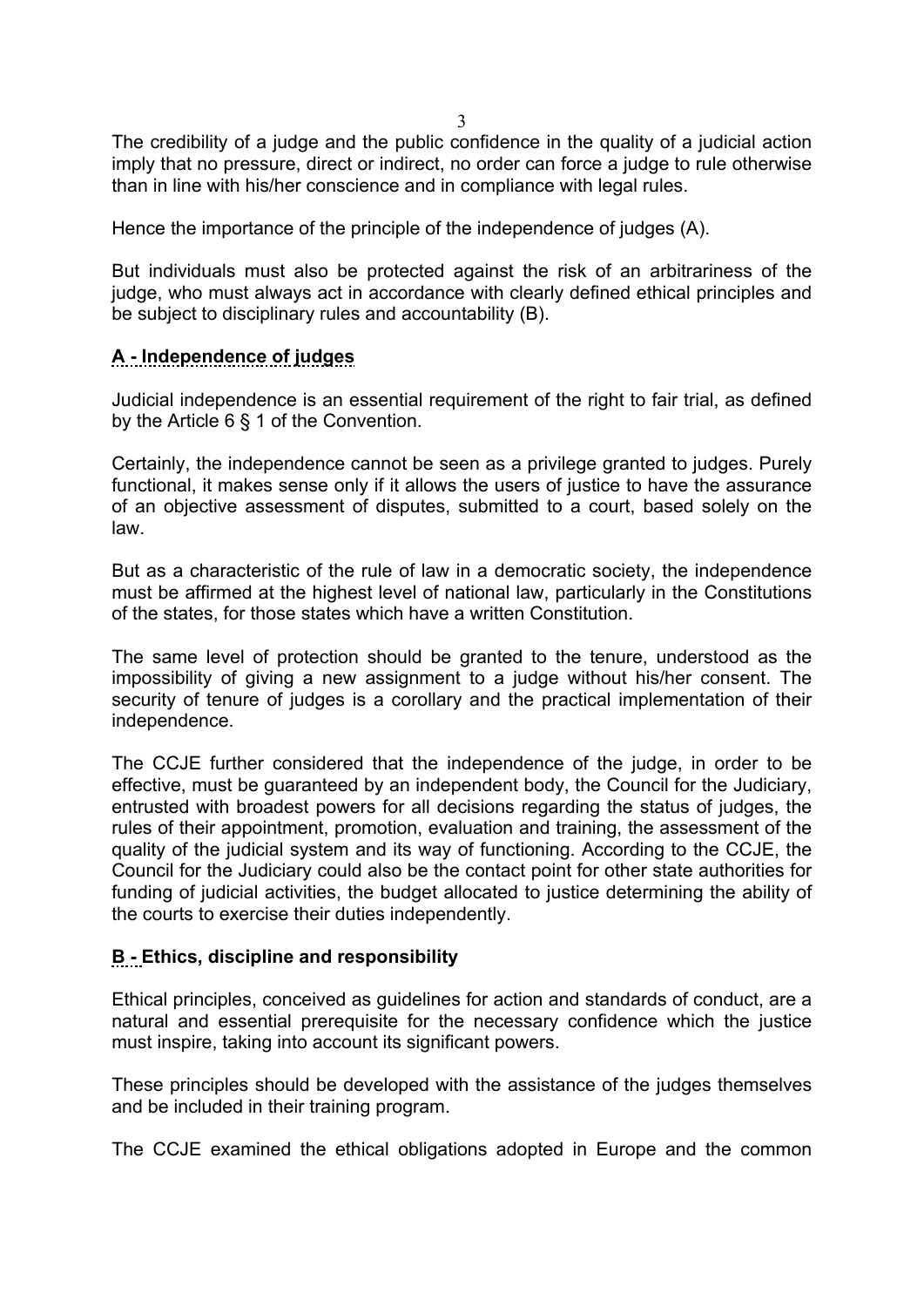The credibility of a judge and the public confidence in the quality of a judicial action imply that no pressure, direct or indirect, no order can force a judge to rule otherwise than in line with his/her conscience and in compliance with legal rules.

Hence the importance of the principle of the independence of judges (A).

But individuals must also be protected against the risk of an arbitrariness of the judge, who must always act in accordance with clearly defined ethical principles and be subject to disciplinary rules and accountability (B).

## A - Independence of judges

Judicial independence is an essential requirement of the right to fair trial, as defined by the Article 6 § 1 of the Convention.

Certainly, the independence cannot be seen as a privilege granted to judges. Purely functional, it makes sense only if it allows the users of justice to have the assurance of an objective assessment of disputes, submitted to a court, based solely on the law.

But as a characteristic of the rule of law in a democratic society, the independence must be affirmed at the highest level of national law, particularly in the Constitutions of the states, for those states which have a written Constitution.

The same level of protection should be granted to the tenure, understood as the impossibility of giving a new assignment to a judge without his/her consent. The security of tenure of judges is a corollary and the practical implementation of their independence.

The CCJE further considered that the independence of the judge, in order to be effective, must be guaranteed by an independent body, the Council for the Judiciary, entrusted with broadest powers for all decisions regarding the status of judges, the rules of their appointment, promotion, evaluation and training, the assessment of the quality of the judicial system and its way of functioning. According to the CCJE, the Council for the Judiciary could also be the contact point for other state authorities for funding of judicial activities, the budget allocated to justice determining the ability of the courts to exercise their duties independently.

## B - Ethics, discipline and responsibility

Ethical principles, conceived as guidelines for action and standards of conduct, are a natural and essential prerequisite for the necessary confidence which the justice must inspire, taking into account its significant powers.

These principles should be developed with the assistance of the judges themselves and be included in their training program.

The CCJE examined the ethical obligations adopted in Europe and the common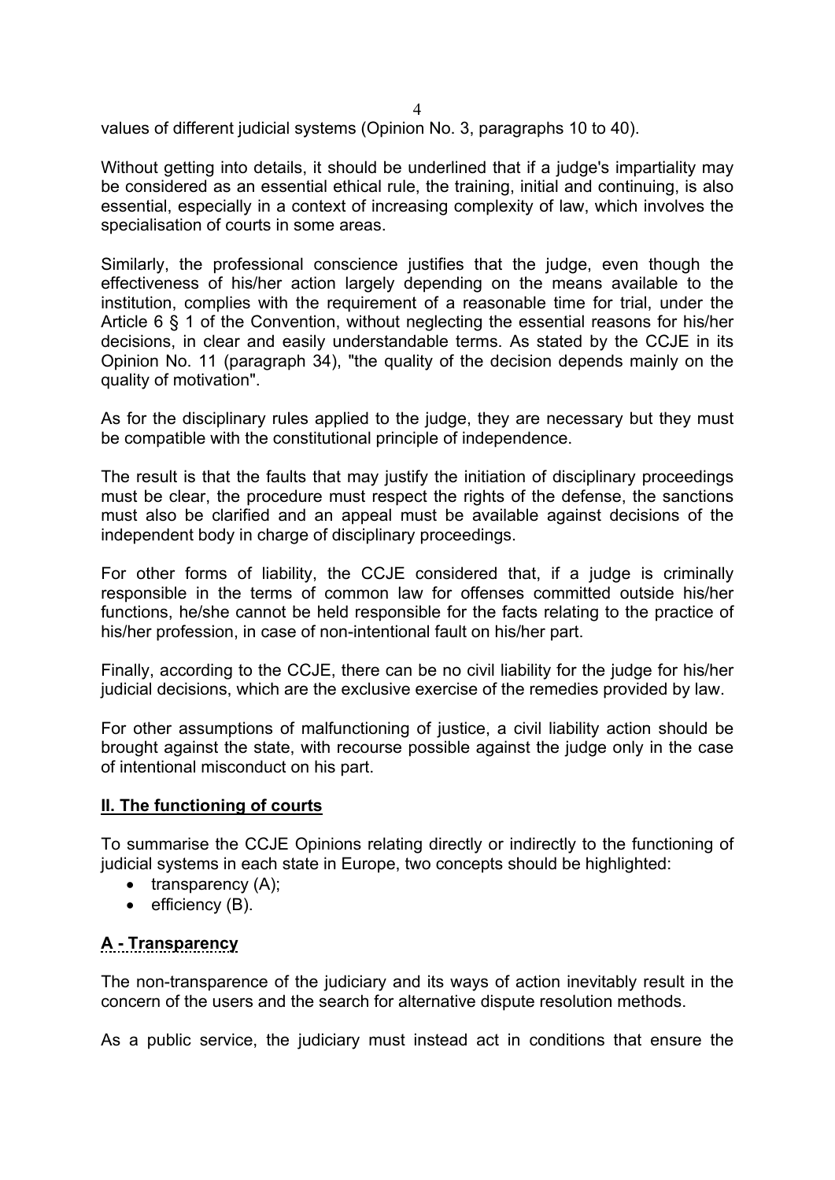values of different judicial systems (Opinion No. 3, paragraphs 10 to 40).

Without getting into details, it should be underlined that if a judge's impartiality may be considered as an essential ethical rule, the training, initial and continuing, is also essential, especially in a context of increasing complexity of law, which involves the specialisation of courts in some areas.

Similarly, the professional conscience justifies that the judge, even though the effectiveness of his/her action largely depending on the means available to the institution, complies with the requirement of a reasonable time for trial, under the Article 6 § 1 of the Convention, without neglecting the essential reasons for his/her decisions, in clear and easily understandable terms. As stated by the CCJE in its Opinion No. 11 (paragraph 34), "the quality of the decision depends mainly on the quality of motivation".

As for the disciplinary rules applied to the judge, they are necessary but they must be compatible with the constitutional principle of independence.

The result is that the faults that may justify the initiation of disciplinary proceedings must be clear, the procedure must respect the rights of the defense, the sanctions must also be clarified and an appeal must be available against decisions of the independent body in charge of disciplinary proceedings.

For other forms of liability, the CCJE considered that, if a judge is criminally responsible in the terms of common law for offenses committed outside his/her functions, he/she cannot be held responsible for the facts relating to the practice of his/her profession, in case of non-intentional fault on his/her part.

Finally, according to the CCJE, there can be no civil liability for the judge for his/her judicial decisions, which are the exclusive exercise of the remedies provided by law.

For other assumptions of malfunctioning of justice, a civil liability action should be brought against the state, with recourse possible against the judge only in the case of intentional misconduct on his part.

## II. The functioning of courts

To summarise the CCJE Opinions relating directly or indirectly to the functioning of judicial systems in each state in Europe, two concepts should be highlighted:

- transparency (A);
- efficiency (B).

### A - Transparency

The non-transparence of the judiciary and its ways of action inevitably result in the concern of the users and the search for alternative dispute resolution methods.

As a public service, the judiciary must instead act in conditions that ensure the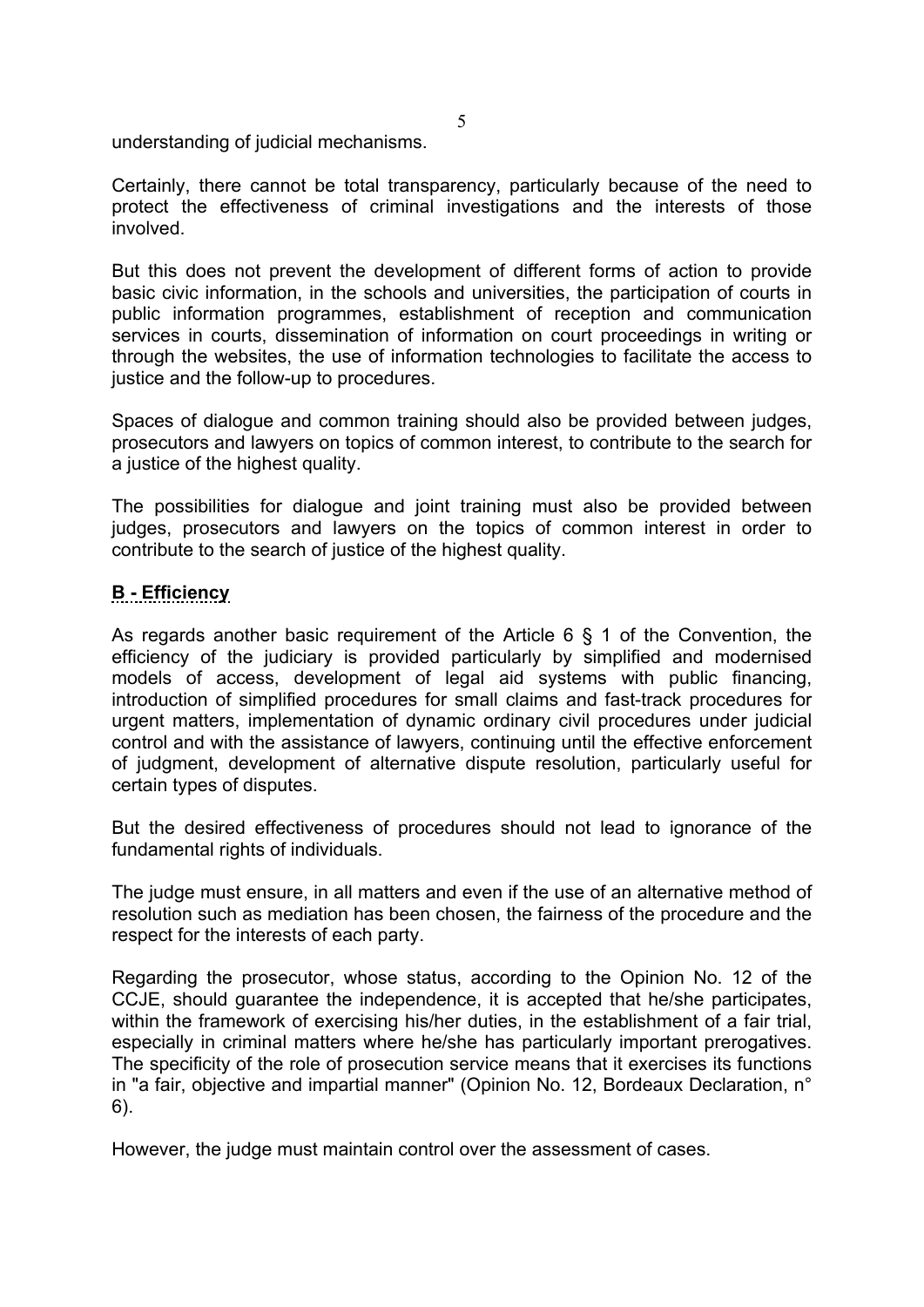understanding of judicial mechanisms.

Certainly, there cannot be total transparency, particularly because of the need to protect the effectiveness of criminal investigations and the interests of those involved.

But this does not prevent the development of different forms of action to provide basic civic information, in the schools and universities, the participation of courts in public information programmes, establishment of reception and communication services in courts, dissemination of information on court proceedings in writing or through the websites, the use of information technologies to facilitate the access to justice and the follow-up to procedures.

Spaces of dialogue and common training should also be provided between judges, prosecutors and lawyers on topics of common interest, to contribute to the search for a justice of the highest quality.

The possibilities for dialogue and joint training must also be provided between judges, prosecutors and lawyers on the topics of common interest in order to contribute to the search of justice of the highest quality.

## B - Efficiency

As regards another basic requirement of the Article 6 § 1 of the Convention, the efficiency of the judiciary is provided particularly by simplified and modernised models of access, development of legal aid systems with public financing, introduction of simplified procedures for small claims and fast-track procedures for urgent matters, implementation of dynamic ordinary civil procedures under judicial control and with the assistance of lawyers, continuing until the effective enforcement of judgment, development of alternative dispute resolution, particularly useful for certain types of disputes.

But the desired effectiveness of procedures should not lead to ignorance of the fundamental rights of individuals.

The judge must ensure, in all matters and even if the use of an alternative method of resolution such as mediation has been chosen, the fairness of the procedure and the respect for the interests of each party.

Regarding the prosecutor, whose status, according to the Opinion No. 12 of the CCJE, should guarantee the independence, it is accepted that he/she participates, within the framework of exercising his/her duties, in the establishment of a fair trial, especially in criminal matters where he/she has particularly important prerogatives. The specificity of the role of prosecution service means that it exercises its functions in "a fair, objective and impartial manner" (Opinion No. 12, Bordeaux Declaration, n° 6).

However, the judge must maintain control over the assessment of cases.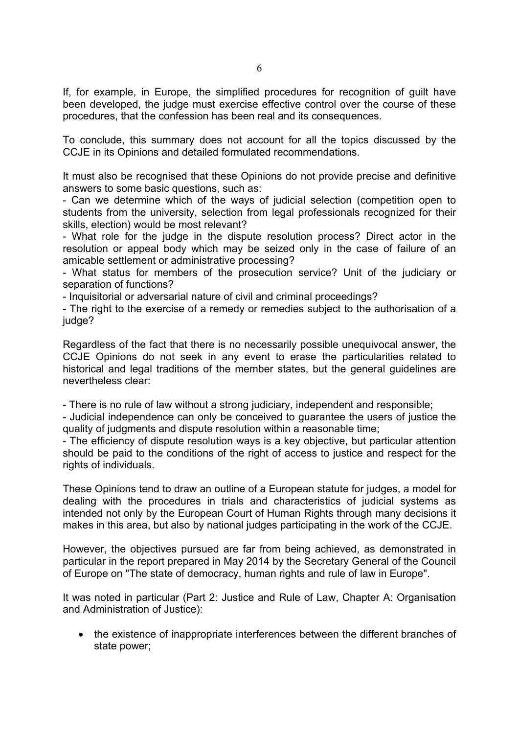If, for example, in Europe, the simplified procedures for recognition of guilt have been developed, the judge must exercise effective control over the course of these procedures, that the confession has been real and its consequences.

To conclude, this summary does not account for all the topics discussed by the CCJE in its Opinions and detailed formulated recommendations.

It must also be recognised that these Opinions do not provide precise and definitive answers to some basic questions, such as:

- Can we determine which of the ways of judicial selection (competition open to students from the university, selection from legal professionals recognized for their skills, election) would be most relevant?
- What role for the judge in the dispute resolution process? Direct actor in the resolution or appeal body which may be seized only in the case of failure of an amicable settlement or administrative processing?
- What status for members of the prosecution service? Unit of the judiciary or separation of functions?
- Inquisitorial or adversarial nature of civil and criminal proceedings?
- The right to the exercise of a remedy or remedies subject to the authorisation of a judge?

Regardless of the fact that there is no necessarily possible unequivocal answer, the CCJE Opinions do not seek in any event to erase the particularities related to historical and legal traditions of the member states, but the general guidelines are nevertheless clear:

- There is no rule of law without a strong judiciary, independent and responsible;
- Judicial independence can only be conceived to guarantee the users of justice the quality of judgments and dispute resolution within a reasonable time;
- The efficiency of dispute resolution ways is a key objective, but particular attention should be paid to the conditions of the right of access to justice and respect for the rights of individuals.

These Opinions tend to draw an outline of a European statute for judges, a model for dealing with the procedures in trials and characteristics of judicial systems as intended not only by the European Court of Human Rights through many decisions it makes in this area, but also by national judges participating in the work of the CCJE.

However, the objectives pursued are far from being achieved, as demonstrated in particular in the report prepared in May 2014 by the Secretary General of the Council of Europe on "The state of democracy, human rights and rule of law in Europe".

It was noted in particular (Part 2: Justice and Rule of Law, Chapter A: Organisation and Administration of Justice):

- the existence of inappropriate interferences between the different branches of state power;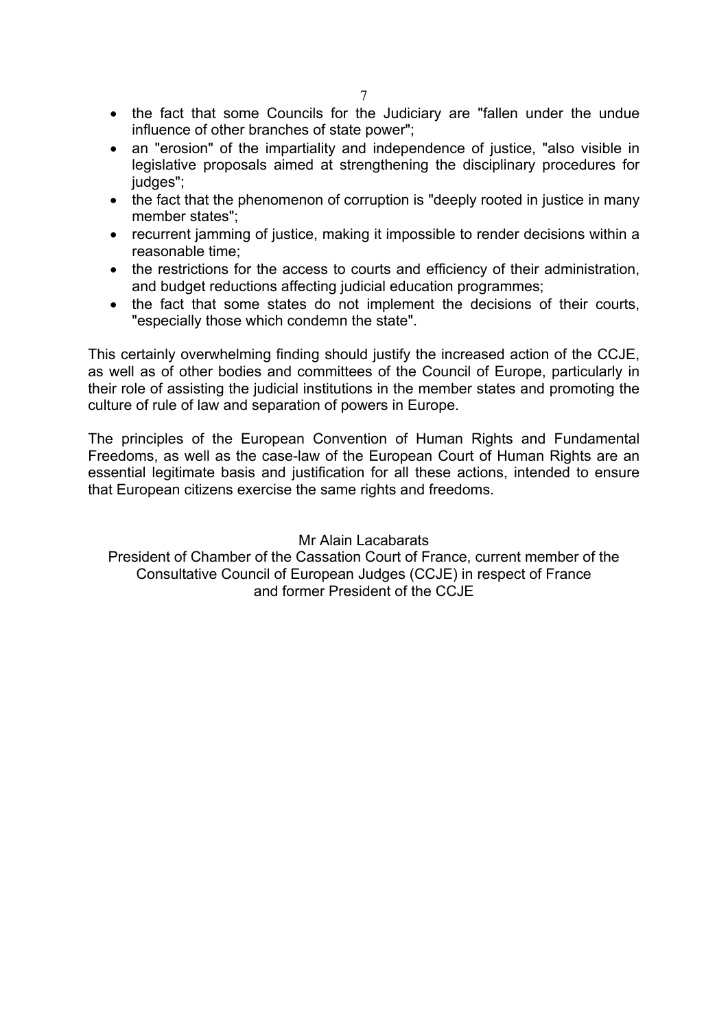- the fact that some Councils for the Judiciary are "fallen under the undue influence of other branches of state power";
- an "erosion" of the impartiality and independence of justice, "also visible in legislative proposals aimed at strengthening the disciplinary procedures for judges";
- the fact that the phenomenon of corruption is "deeply rooted in justice in many member states";
- recurrent jamming of justice, making it impossible to render decisions within a reasonable time;
- the restrictions for the access to courts and efficiency of their administration, and budget reductions affecting judicial education programmes;
- the fact that some states do not implement the decisions of their courts, "especially those which condemn the state".

This certainly overwhelming finding should justify the increased action of the CCJE, as well as of other bodies and committees of the Council of Europe, particularly in their role of assisting the judicial institutions in the member states and promoting the culture of rule of law and separation of powers in Europe.

The principles of the European Convention of Human Rights and Fundamental Freedoms, as well as the case-law of the European Court of Human Rights are an essential legitimate basis and justification for all these actions, intended to ensure that European citizens exercise the same rights and freedoms.

Mr Alain Lacabarats
President of Chamber of the Cassation Court of France, current member of the Consultative Council of European Judges (CCJE) in respect of France and former President of the CCJE